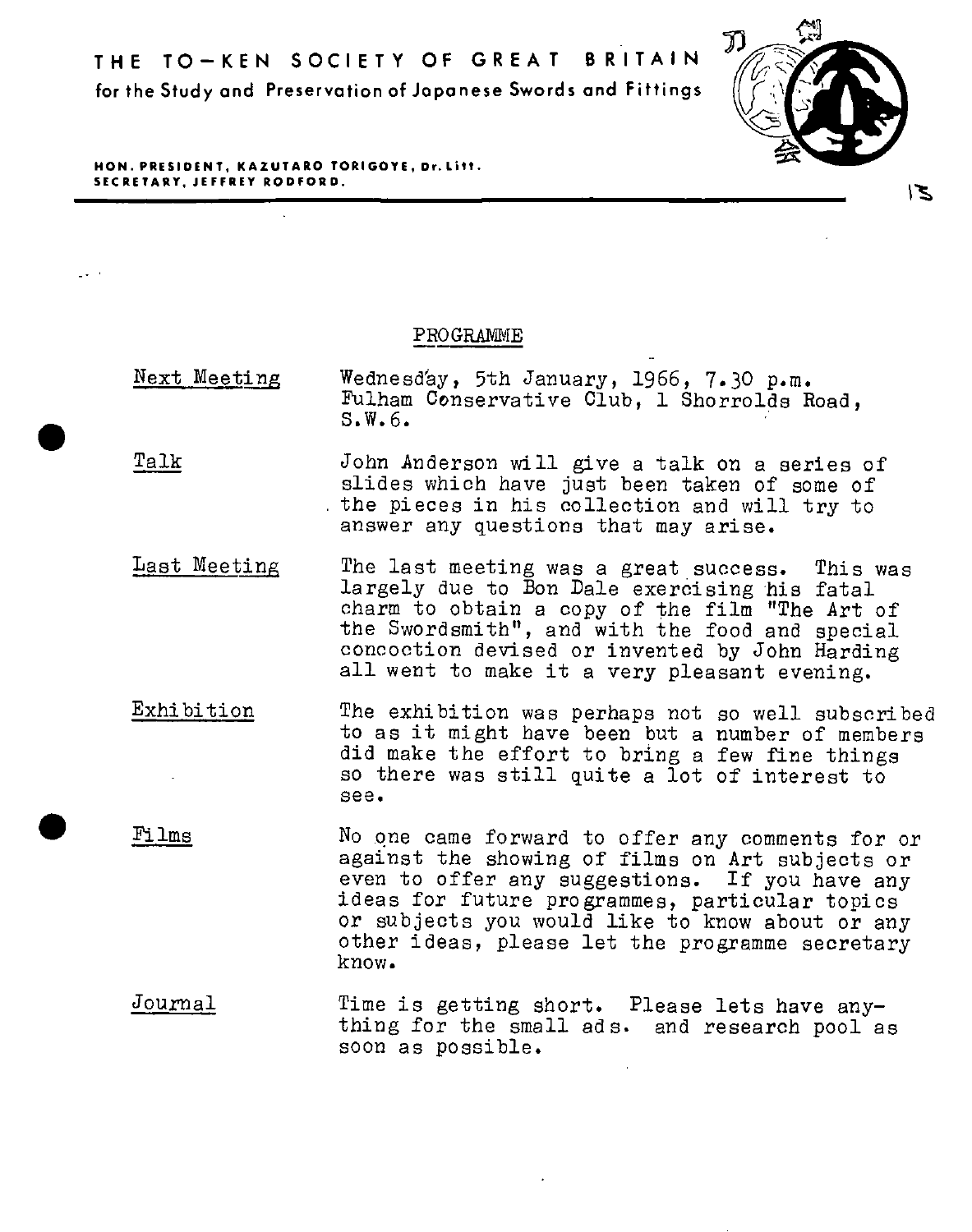# THE TO-KEN SOCIETY OF GREAT BRITAIN

for the Study and Preservation of Japanese Swords and Fittings

HON. PRESIDENT, KAZUTARO TORIGOYE, Dr. Litt.
SECRETARY, JEFFREY RODFORD.

## PROGRAMME

Next Meeting — Wednesday, 5th January, 1966, 7.30 p.m. Fulham Conservative Club, 1 Shorrolds Road, S.W.6.

Talk — John Anderson will give a talk on a series of slides which have just been taken of some of the pieces in his collection and will try to answer any questions that may arise.

Last Meeting — The last meeting was a great success. This was largely due to Bon Dale exercising his fatal charm to obtain a copy of the film "The Art of the Swordsmith", and with the food and special concoction devised or invented by John Harding all went to make it a very pleasant evening.

Exhibition — The exhibition was perhaps not so well subscribed to as it might have been but a number of members did make the effort to bring a few fine things so there was still quite a lot of interest to see.

Films — No one came forward to offer any comments for or against the showing of films on Art subjects or even to offer any suggestions. If you have any ideas for future programmes, particular topics or subjects you would like to know about or any other ideas, please let the programme secretary know.

Journal — Time is getting short. Please lets have anything for the small ads. and research pool as soon as possible.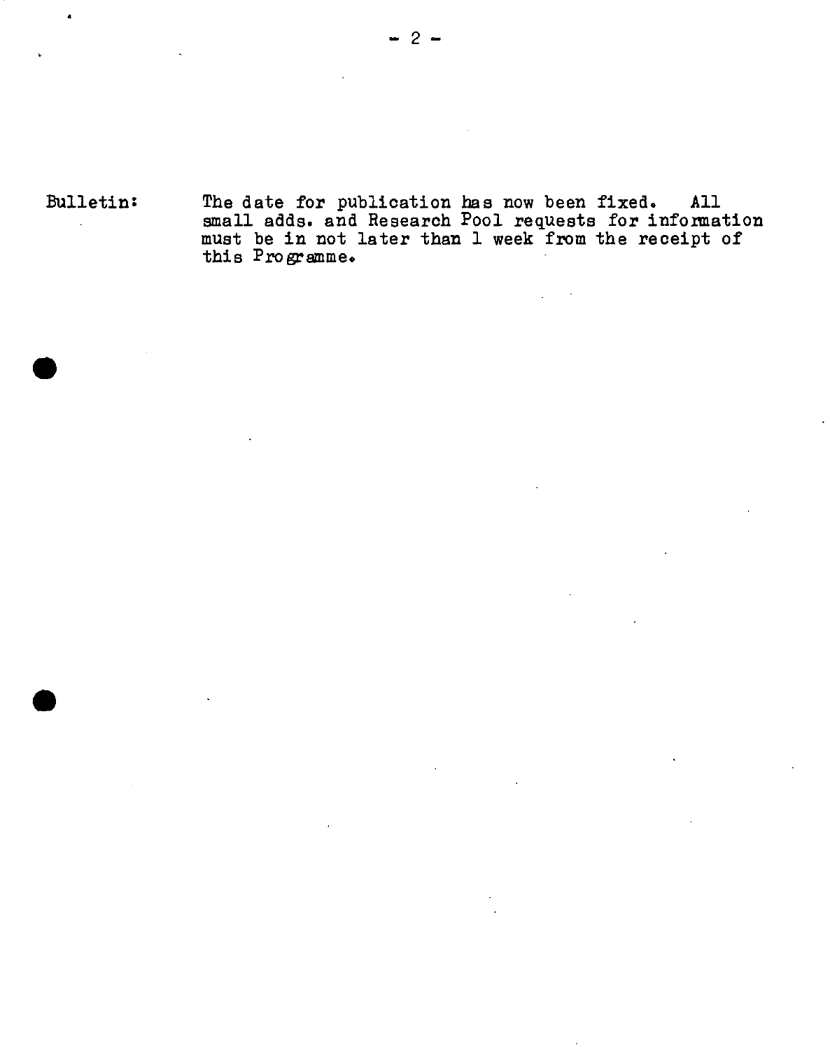Bulletin: The date for publication has now been fixed. All small adds. and Research Pool requests for information must be in not later than 1 week from the receipt of this Programme.